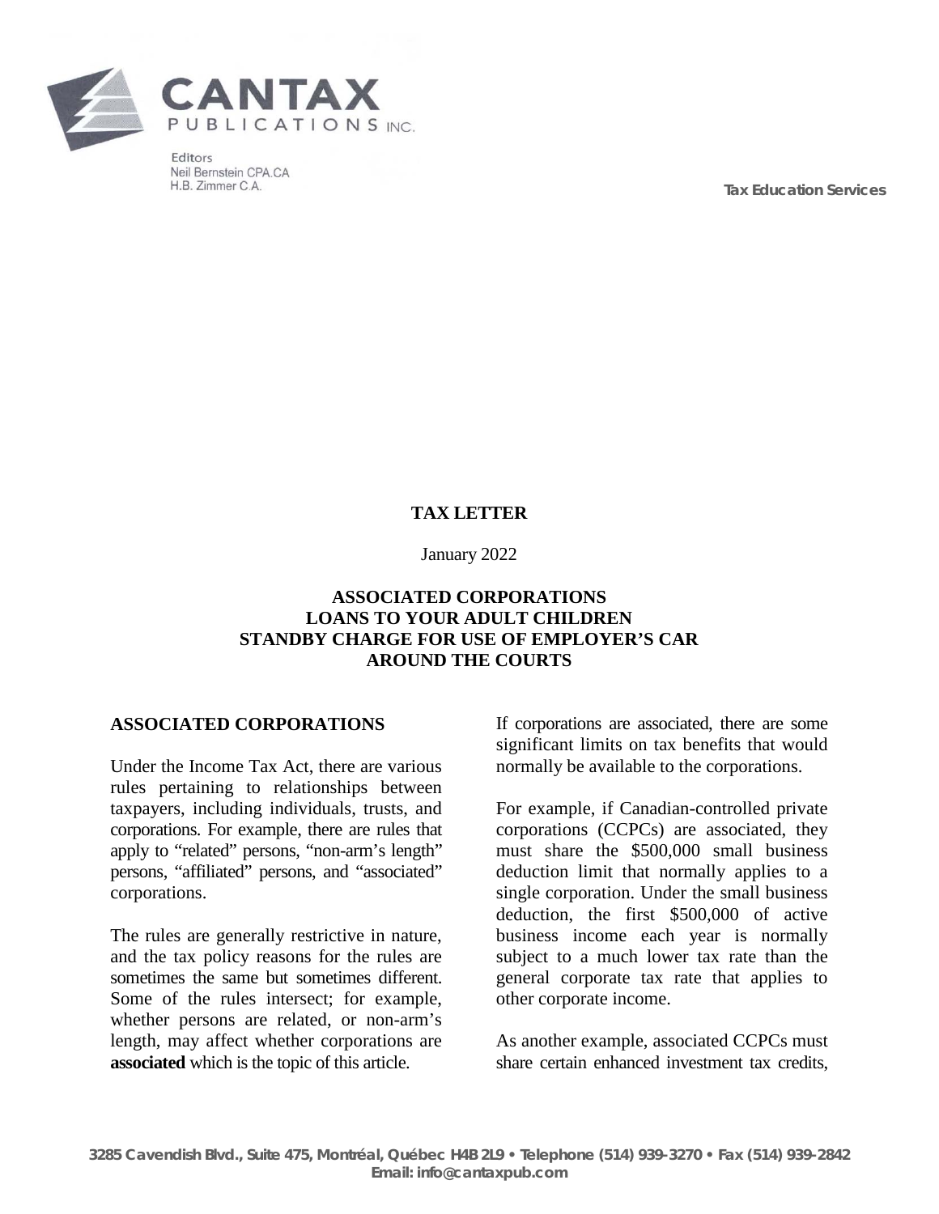CANTAX PUBLICATIONS INC.

Editors
Neil Bernstein CPA.CA
H.B. Zimmer C.A.

**Tax Education Services**

# TAX LETTER

January 2022

**ASSOCIATED CORPORATIONS**
**LOANS TO YOUR ADULT CHILDREN**
**STANDBY CHARGE FOR USE OF EMPLOYER'S CAR**
**AROUND THE COURTS**

## ASSOCIATED CORPORATIONS

Under the Income Tax Act, there are various rules pertaining to relationships between taxpayers, including individuals, trusts, and corporations. For example, there are rules that apply to "related" persons, "non-arm's length" persons, "affiliated" persons, and "associated" corporations.

The rules are generally restrictive in nature, and the tax policy reasons for the rules are sometimes the same but sometimes different. Some of the rules intersect; for example, whether persons are related, or non-arm's length, may affect whether corporations are **associated** which is the topic of this article.

If corporations are associated, there are some significant limits on tax benefits that would normally be available to the corporations.

For example, if Canadian-controlled private corporations (CCPCs) are associated, they must share the $500,000 small business deduction limit that normally applies to a single corporation. Under the small business deduction, the first $500,000 of active business income each year is normally subject to a much lower tax rate than the general corporate tax rate that applies to other corporate income.

As another example, associated CCPCs must share certain enhanced investment tax credits,

3285 Cavendish Blvd., Suite 475, Montréal, Québec H4B 2L9 • Telephone (514) 939-3270 • Fax (514) 939-2842
Email: info@cantaxpub.com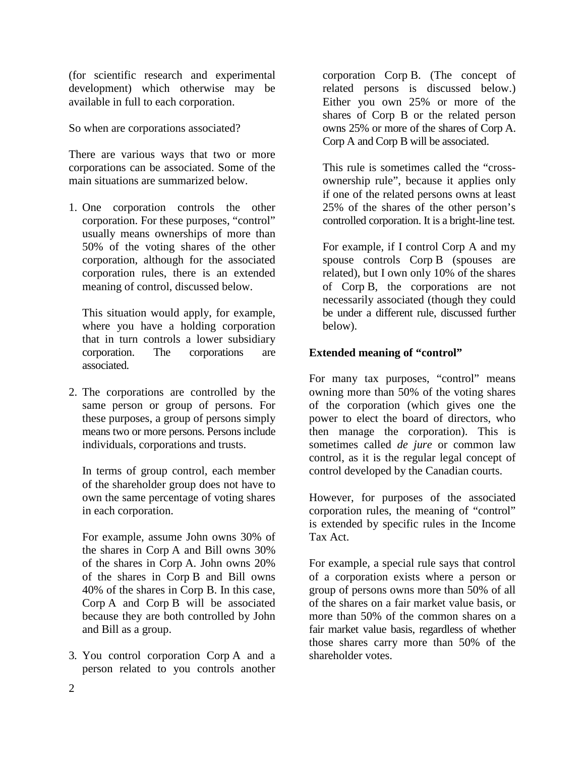(for scientific research and experimental development) which otherwise may be available in full to each corporation.

So when are corporations associated?

There are various ways that two or more corporations can be associated. Some of the main situations are summarized below.

1. One corporation controls the other corporation. For these purposes, "control" usually means ownerships of more than 50% of the voting shares of the other corporation, although for the associated corporation rules, there is an extended meaning of control, discussed below.

   This situation would apply, for example, where you have a holding corporation that in turn controls a lower subsidiary corporation. The corporations are associated.

2. The corporations are controlled by the same person or group of persons. For these purposes, a group of persons simply means two or more persons. Persons include individuals, corporations and trusts.

   In terms of group control, each member of the shareholder group does not have to own the same percentage of voting shares in each corporation.

   For example, assume John owns 30% of the shares in Corp A and Bill owns 30% of the shares in Corp A. John owns 20% of the shares in Corp B and Bill owns 40% of the shares in Corp B. In this case, Corp A and Corp B will be associated because they are both controlled by John and Bill as a group.

3. You control corporation Corp A and a person related to you controls another corporation Corp B. (The concept of related persons is discussed below.) Either you own 25% or more of the shares of Corp B or the related person owns 25% or more of the shares of Corp A. Corp A and Corp B will be associated.

   This rule is sometimes called the "cross-ownership rule", because it applies only if one of the related persons owns at least 25% of the shares of the other person's controlled corporation. It is a bright-line test.

   For example, if I control Corp A and my spouse controls Corp B (spouses are related), but I own only 10% of the shares of Corp B, the corporations are not necessarily associated (though they could be under a different rule, discussed further below).

**Extended meaning of "control"**

For many tax purposes, "control" means owning more than 50% of the voting shares of the corporation (which gives one the power to elect the board of directors, who then manage the corporation). This is sometimes called *de jure* or common law control, as it is the regular legal concept of control developed by the Canadian courts.

However, for purposes of the associated corporation rules, the meaning of "control" is extended by specific rules in the Income Tax Act.

For example, a special rule says that control of a corporation exists where a person or group of persons owns more than 50% of all of the shares on a fair market value basis, or more than 50% of the common shares on a fair market value basis, regardless of whether those shares carry more than 50% of the shareholder votes.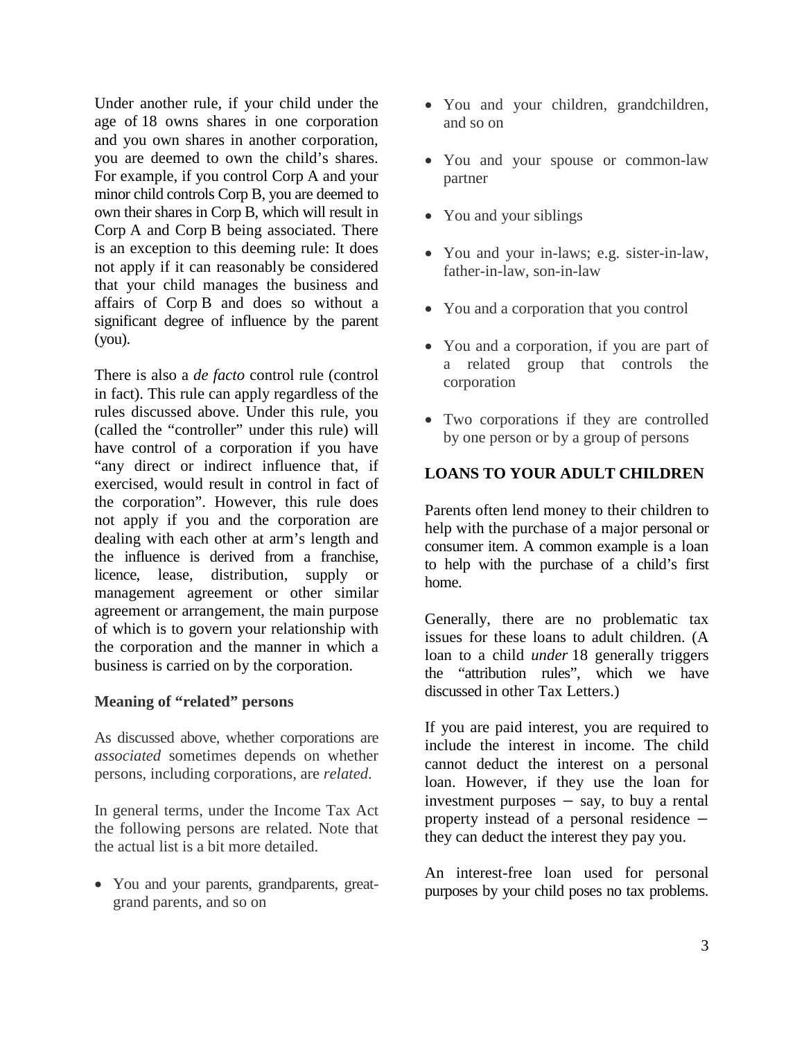Under another rule, if your child under the age of 18 owns shares in one corporation and you own shares in another corporation, you are deemed to own the child's shares. For example, if you control Corp A and your minor child controls Corp B, you are deemed to own their shares in Corp B, which will result in Corp A and Corp B being associated. There is an exception to this deeming rule: It does not apply if it can reasonably be considered that your child manages the business and affairs of Corp B and does so without a significant degree of influence by the parent (you).

There is also a *de facto* control rule (control in fact). This rule can apply regardless of the rules discussed above. Under this rule, you (called the "controller" under this rule) will have control of a corporation if you have "any direct or indirect influence that, if exercised, would result in control in fact of the corporation". However, this rule does not apply if you and the corporation are dealing with each other at arm's length and the influence is derived from a franchise, licence, lease, distribution, supply or management agreement or other similar agreement or arrangement, the main purpose of which is to govern your relationship with the corporation and the manner in which a business is carried on by the corporation.

### Meaning of "related" persons

As discussed above, whether corporations are *associated* sometimes depends on whether persons, including corporations, are *related*.

In general terms, under the Income Tax Act the following persons are related. Note that the actual list is a bit more detailed.

- You and your parents, grandparents, great-grand parents, and so on
- You and your children, grandchildren, and so on
- You and your spouse or common-law partner
- You and your siblings
- You and your in-laws; e.g. sister-in-law, father-in-law, son-in-law
- You and a corporation that you control
- You and a corporation, if you are part of a related group that controls the corporation
- Two corporations if they are controlled by one person or by a group of persons

## LOANS TO YOUR ADULT CHILDREN

Parents often lend money to their children to help with the purchase of a major personal or consumer item. A common example is a loan to help with the purchase of a child's first home.

Generally, there are no problematic tax issues for these loans to adult children. (A loan to a child *under* 18 generally triggers the "attribution rules", which we have discussed in other Tax Letters.)

If you are paid interest, you are required to include the interest in income. The child cannot deduct the interest on a personal loan. However, if they use the loan for investment purposes – say, to buy a rental property instead of a personal residence – they can deduct the interest they pay you.

An interest-free loan used for personal purposes by your child poses no tax problems.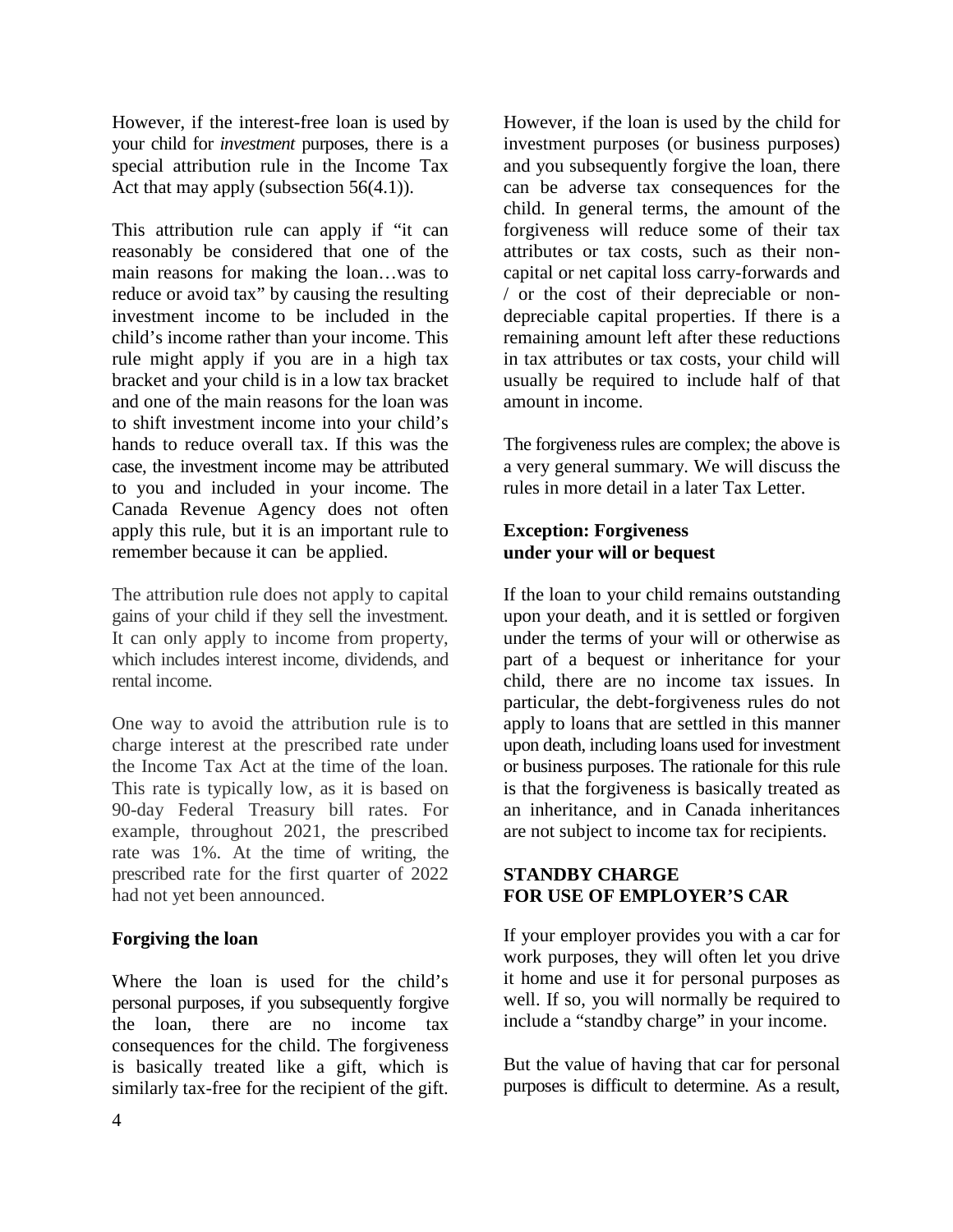However, if the interest-free loan is used by your child for *investment* purposes, there is a special attribution rule in the Income Tax Act that may apply (subsection 56(4.1)).

This attribution rule can apply if "it can reasonably be considered that one of the main reasons for making the loan…was to reduce or avoid tax" by causing the resulting investment income to be included in the child's income rather than your income. This rule might apply if you are in a high tax bracket and your child is in a low tax bracket and one of the main reasons for the loan was to shift investment income into your child's hands to reduce overall tax. If this was the case, the investment income may be attributed to you and included in your income. The Canada Revenue Agency does not often apply this rule, but it is an important rule to remember because it can be applied.

The attribution rule does not apply to capital gains of your child if they sell the investment. It can only apply to income from property, which includes interest income, dividends, and rental income.

One way to avoid the attribution rule is to charge interest at the prescribed rate under the Income Tax Act at the time of the loan. This rate is typically low, as it is based on 90-day Federal Treasury bill rates. For example, throughout 2021, the prescribed rate was 1%. At the time of writing, the prescribed rate for the first quarter of 2022 had not yet been announced.

**Forgiving the loan**

Where the loan is used for the child's personal purposes, if you subsequently forgive the loan, there are no income tax consequences for the child. The forgiveness is basically treated like a gift, which is similarly tax-free for the recipient of the gift.

However, if the loan is used by the child for investment purposes (or business purposes) and you subsequently forgive the loan, there can be adverse tax consequences for the child. In general terms, the amount of the forgiveness will reduce some of their tax attributes or tax costs, such as their non-capital or net capital loss carry-forwards and / or the cost of their depreciable or non-depreciable capital properties. If there is a remaining amount left after these reductions in tax attributes or tax costs, your child will usually be required to include half of that amount in income.

The forgiveness rules are complex; the above is a very general summary. We will discuss the rules in more detail in a later Tax Letter.

**Exception: Forgiveness under your will or bequest**

If the loan to your child remains outstanding upon your death, and it is settled or forgiven under the terms of your will or otherwise as part of a bequest or inheritance for your child, there are no income tax issues. In particular, the debt-forgiveness rules do not apply to loans that are settled in this manner upon death, including loans used for investment or business purposes. The rationale for this rule is that the forgiveness is basically treated as an inheritance, and in Canada inheritances are not subject to income tax for recipients.

## STANDBY CHARGE FOR USE OF EMPLOYER'S CAR

If your employer provides you with a car for work purposes, they will often let you drive it home and use it for personal purposes as well. If so, you will normally be required to include a "standby charge" in your income.

But the value of having that car for personal purposes is difficult to determine. As a result,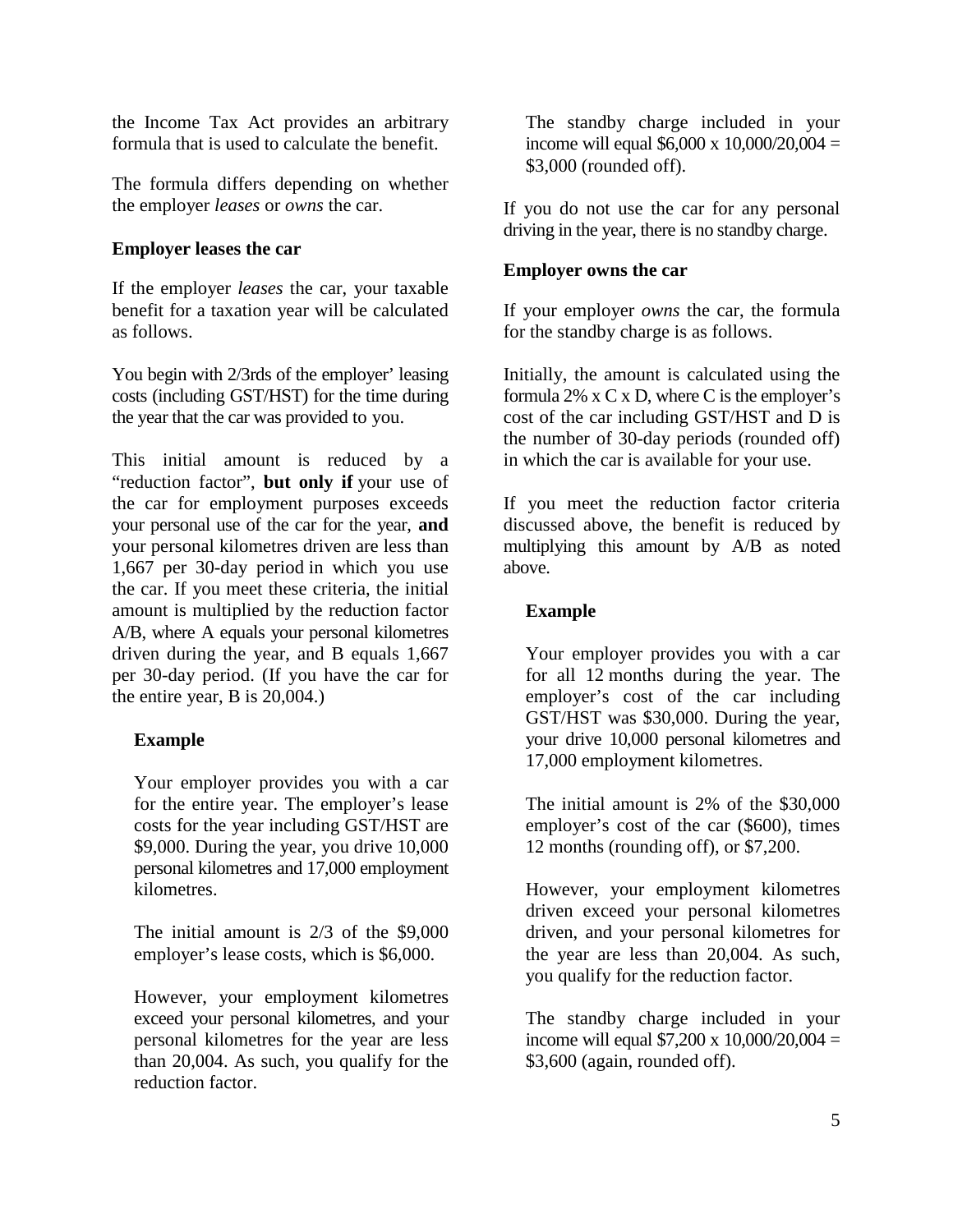the Income Tax Act provides an arbitrary formula that is used to calculate the benefit.

The formula differs depending on whether the employer *leases* or *owns* the car.

### Employer leases the car

If the employer *leases* the car, your taxable benefit for a taxation year will be calculated as follows.

You begin with 2/3rds of the employer' leasing costs (including GST/HST) for the time during the year that the car was provided to you.

This initial amount is reduced by a "reduction factor", **but only if** your use of the car for employment purposes exceeds your personal use of the car for the year, **and** your personal kilometres driven are less than 1,667 per 30-day period in which you use the car. If you meet these criteria, the initial amount is multiplied by the reduction factor A/B, where A equals your personal kilometres driven during the year, and B equals 1,667 per 30-day period. (If you have the car for the entire year, B is 20,004.)

> **Example**
>
> Your employer provides you with a car for the entire year. The employer's lease costs for the year including GST/HST are $9,000. During the year, you drive 10,000 personal kilometres and 17,000 employment kilometres.
>
> The initial amount is 2/3 of the $9,000 employer's lease costs, which is $6,000.
>
> However, your employment kilometres exceed your personal kilometres, and your personal kilometres for the year are less than 20,004. As such, you qualify for the reduction factor.
>
> The standby charge included in your income will equal $6,000 x 10,000/20,004 = $3,000 (rounded off).

If you do not use the car for any personal driving in the year, there is no standby charge.

### Employer owns the car

If your employer *owns* the car, the formula for the standby charge is as follows.

Initially, the amount is calculated using the formula 2% x C x D, where C is the employer's cost of the car including GST/HST and D is the number of 30-day periods (rounded off) in which the car is available for your use.

If you meet the reduction factor criteria discussed above, the benefit is reduced by multiplying this amount by A/B as noted above.

> **Example**
>
> Your employer provides you with a car for all 12 months during the year. The employer's cost of the car including GST/HST was $30,000. During the year, your drive 10,000 personal kilometres and 17,000 employment kilometres.
>
> The initial amount is 2% of the $30,000 employer's cost of the car ($600), times 12 months (rounding off), or $7,200.
>
> However, your employment kilometres driven exceed your personal kilometres driven, and your personal kilometres for the year are less than 20,004. As such, you qualify for the reduction factor.
>
> The standby charge included in your income will equal $7,200 x 10,000/20,004 = $3,600 (again, rounded off).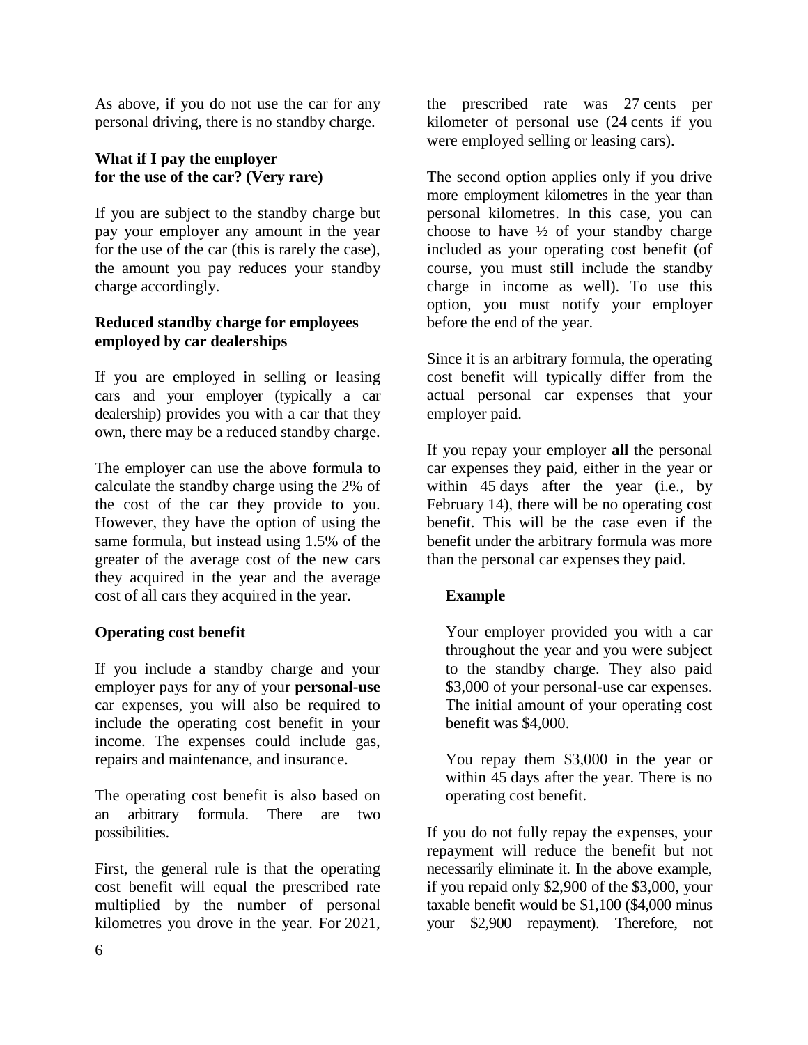As above, if you do not use the car for any personal driving, there is no standby charge.

**What if I pay the employer for the use of the car? (Very rare)**

If you are subject to the standby charge but pay your employer any amount in the year for the use of the car (this is rarely the case), the amount you pay reduces your standby charge accordingly.

**Reduced standby charge for employees employed by car dealerships**

If you are employed in selling or leasing cars and your employer (typically a car dealership) provides you with a car that they own, there may be a reduced standby charge.

The employer can use the above formula to calculate the standby charge using the 2% of the cost of the car they provide to you. However, they have the option of using the same formula, but instead using 1.5% of the greater of the average cost of the new cars they acquired in the year and the average cost of all cars they acquired in the year.

**Operating cost benefit**

If you include a standby charge and your employer pays for any of your **personal-use** car expenses, you will also be required to include the operating cost benefit in your income. The expenses could include gas, repairs and maintenance, and insurance.

The operating cost benefit is also based on an arbitrary formula. There are two possibilities.

First, the general rule is that the operating cost benefit will equal the prescribed rate multiplied by the number of personal kilometres you drove in the year. For 2021, the prescribed rate was 27 cents per kilometer of personal use (24 cents if you were employed selling or leasing cars).

The second option applies only if you drive more employment kilometres in the year than personal kilometres. In this case, you can choose to have ½ of your standby charge included as your operating cost benefit (of course, you must still include the standby charge in income as well). To use this option, you must notify your employer before the end of the year.

Since it is an arbitrary formula, the operating cost benefit will typically differ from the actual personal car expenses that your employer paid.

If you repay your employer **all** the personal car expenses they paid, either in the year or within 45 days after the year (i.e., by February 14), there will be no operating cost benefit. This will be the case even if the benefit under the arbitrary formula was more than the personal car expenses they paid.

**Example**

Your employer provided you with a car throughout the year and you were subject to the standby charge. They also paid $3,000 of your personal-use car expenses. The initial amount of your operating cost benefit was $4,000.

You repay them $3,000 in the year or within 45 days after the year. There is no operating cost benefit.

If you do not fully repay the expenses, your repayment will reduce the benefit but not necessarily eliminate it. In the above example, if you repaid only $2,900 of the $3,000, your taxable benefit would be $1,100 ($4,000 minus your $2,900 repayment). Therefore, not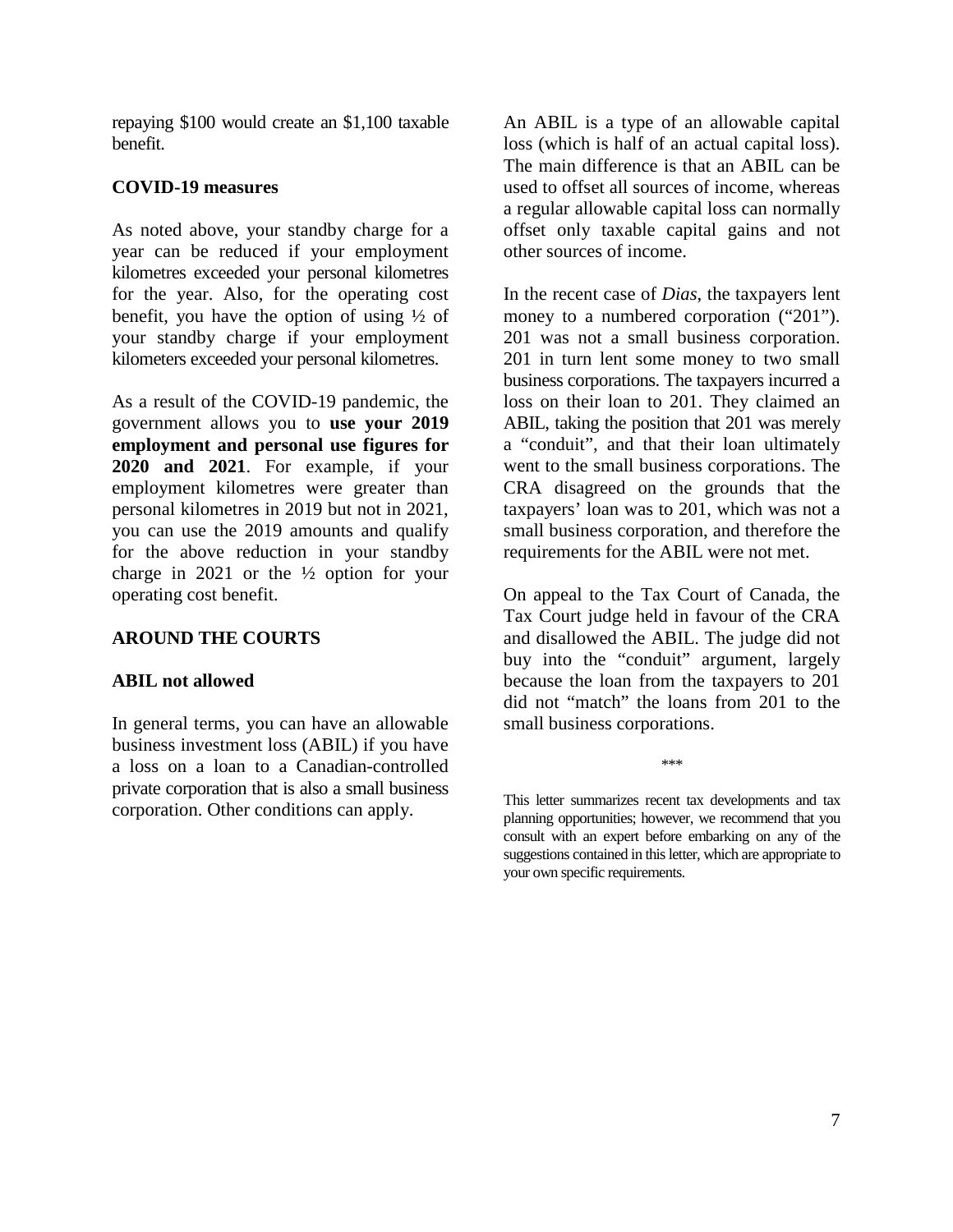repaying $100 would create an $1,100 taxable benefit.

**COVID-19 measures**

As noted above, your standby charge for a year can be reduced if your employment kilometres exceeded your personal kilometres for the year. Also, for the operating cost benefit, you have the option of using ½ of your standby charge if your employment kilometers exceeded your personal kilometres.

As a result of the COVID-19 pandemic, the government allows you to **use your 2019 employment and personal use figures for 2020 and 2021**. For example, if your employment kilometres were greater than personal kilometres in 2019 but not in 2021, you can use the 2019 amounts and qualify for the above reduction in your standby charge in 2021 or the ½ option for your operating cost benefit.

## AROUND THE COURTS

### ABIL not allowed

In general terms, you can have an allowable business investment loss (ABIL) if you have a loss on a loan to a Canadian-controlled private corporation that is also a small business corporation. Other conditions can apply.

An ABIL is a type of an allowable capital loss (which is half of an actual capital loss). The main difference is that an ABIL can be used to offset all sources of income, whereas a regular allowable capital loss can normally offset only taxable capital gains and not other sources of income.

In the recent case of *Dias*, the taxpayers lent money to a numbered corporation ("201"). 201 was not a small business corporation. 201 in turn lent some money to two small business corporations. The taxpayers incurred a loss on their loan to 201. They claimed an ABIL, taking the position that 201 was merely a "conduit", and that their loan ultimately went to the small business corporations. The CRA disagreed on the grounds that the taxpayers' loan was to 201, which was not a small business corporation, and therefore the requirements for the ABIL were not met.

On appeal to the Tax Court of Canada, the Tax Court judge held in favour of the CRA and disallowed the ABIL. The judge did not buy into the "conduit" argument, largely because the loan from the taxpayers to 201 did not "match" the loans from 201 to the small business corporations.

\*\*\*

This letter summarizes recent tax developments and tax planning opportunities; however, we recommend that you consult with an expert before embarking on any of the suggestions contained in this letter, which are appropriate to your own specific requirements.